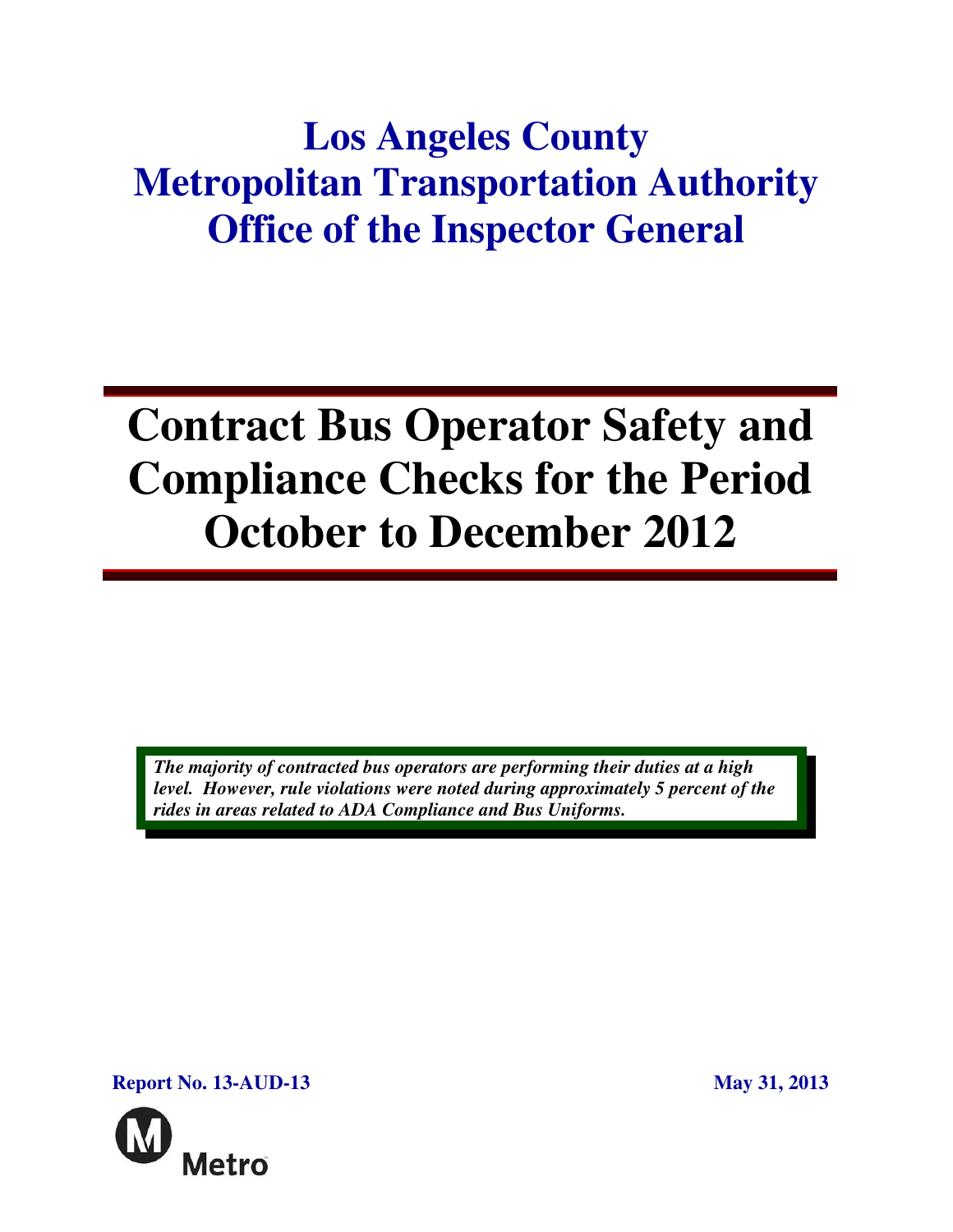# Los Angeles County Metropolitan Transportation Authority Office of the Inspector General

# Contract Bus Operator Safety and Compliance Checks for the Period October to December 2012

***The majority of contracted bus operators are performing their duties at a high level. However, rule violations were noted during approximately 5 percent of the rides in areas related to ADA Compliance and Bus Uniforms.***

**Report No. 13-AUD-13**

**May 31, 2013**

Metro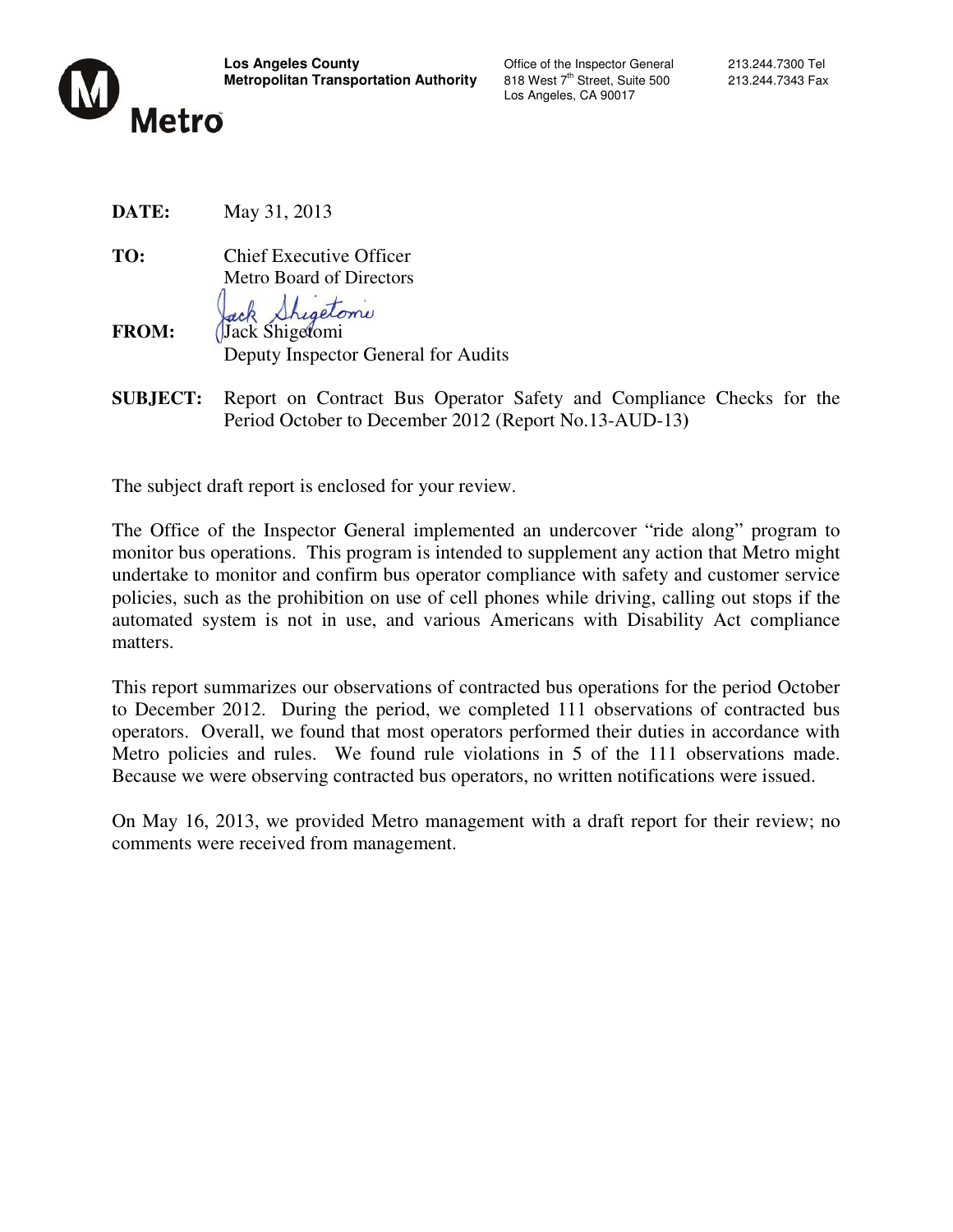**Los Angeles County**
**Metropolitan Transportation Authority**

Office of the Inspector General
818 West 7th Street, Suite 500
Los Angeles, CA 90017

213.244.7300 Tel
213.244.7343 Fax

Metro

**DATE:** May 31, 2013

**TO:** Chief Executive Officer
Metro Board of Directors

**FROM:** Jack Shigetomi
Deputy Inspector General for Audits

**SUBJECT:** Report on Contract Bus Operator Safety and Compliance Checks for the Period October to December 2012 (Report No.13-AUD-13)

The subject draft report is enclosed for your review.

The Office of the Inspector General implemented an undercover "ride along" program to monitor bus operations. This program is intended to supplement any action that Metro might undertake to monitor and confirm bus operator compliance with safety and customer service policies, such as the prohibition on use of cell phones while driving, calling out stops if the automated system is not in use, and various Americans with Disability Act compliance matters.

This report summarizes our observations of contracted bus operations for the period October to December 2012. During the period, we completed 111 observations of contracted bus operators. Overall, we found that most operators performed their duties in accordance with Metro policies and rules. We found rule violations in 5 of the 111 observations made. Because we were observing contracted bus operators, no written notifications were issued.

On May 16, 2013, we provided Metro management with a draft report for their review; no comments were received from management.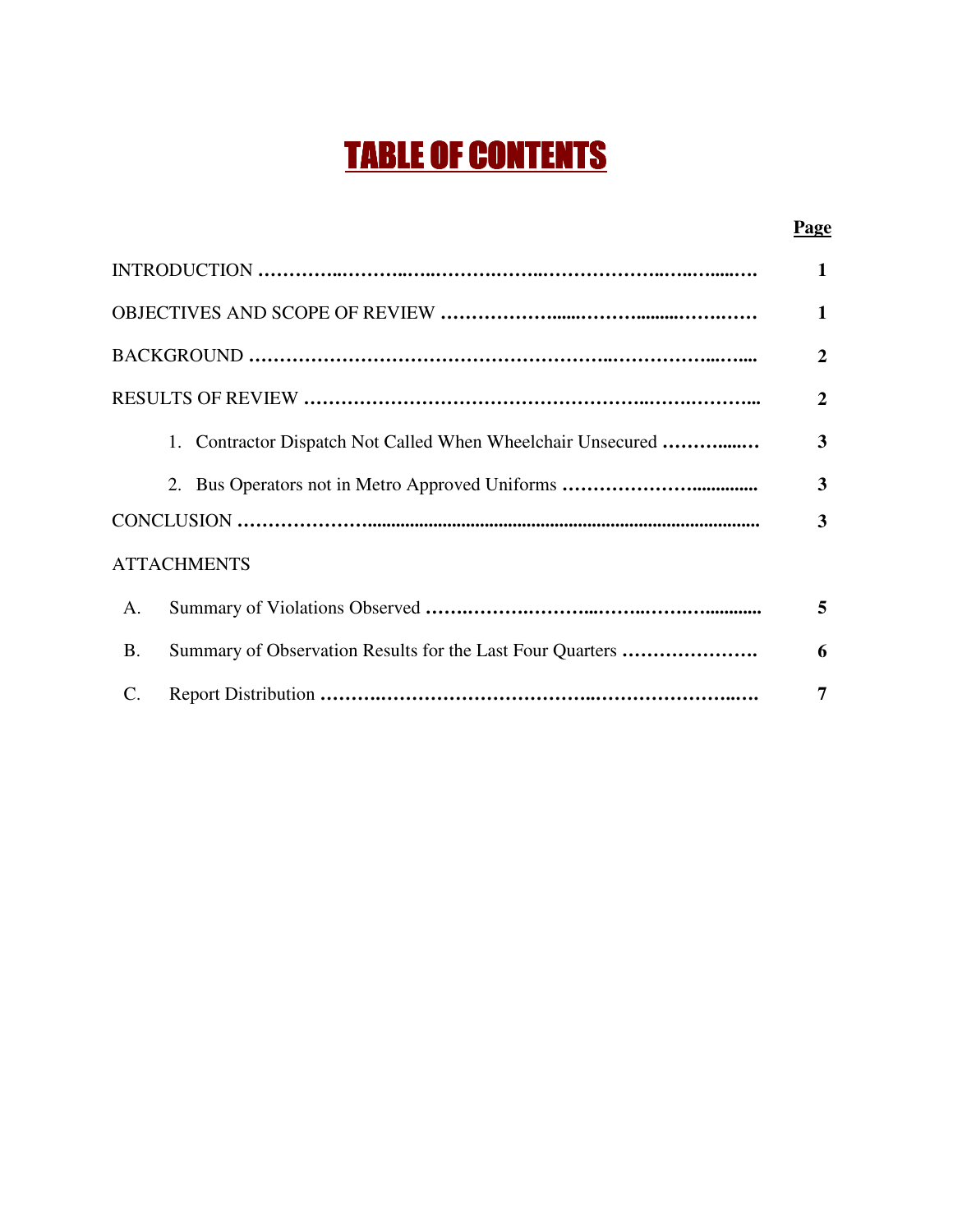# TABLE OF CONTENTS

| | | Page |
|---|---|---|
| INTRODUCTION | | 1 |
| OBJECTIVES AND SCOPE OF REVIEW | | 1 |
| BACKGROUND | | 2 |
| RESULTS OF REVIEW | | 2 |
| | 1. Contractor Dispatch Not Called When Wheelchair Unsecured | 3 |
| | 2. Bus Operators not in Metro Approved Uniforms | 3 |
| CONCLUSION | | 3 |
| ATTACHMENTS | | |
| A. | Summary of Violations Observed | 5 |
| B. | Summary of Observation Results for the Last Four Quarters | 6 |
| C. | Report Distribution | 7 |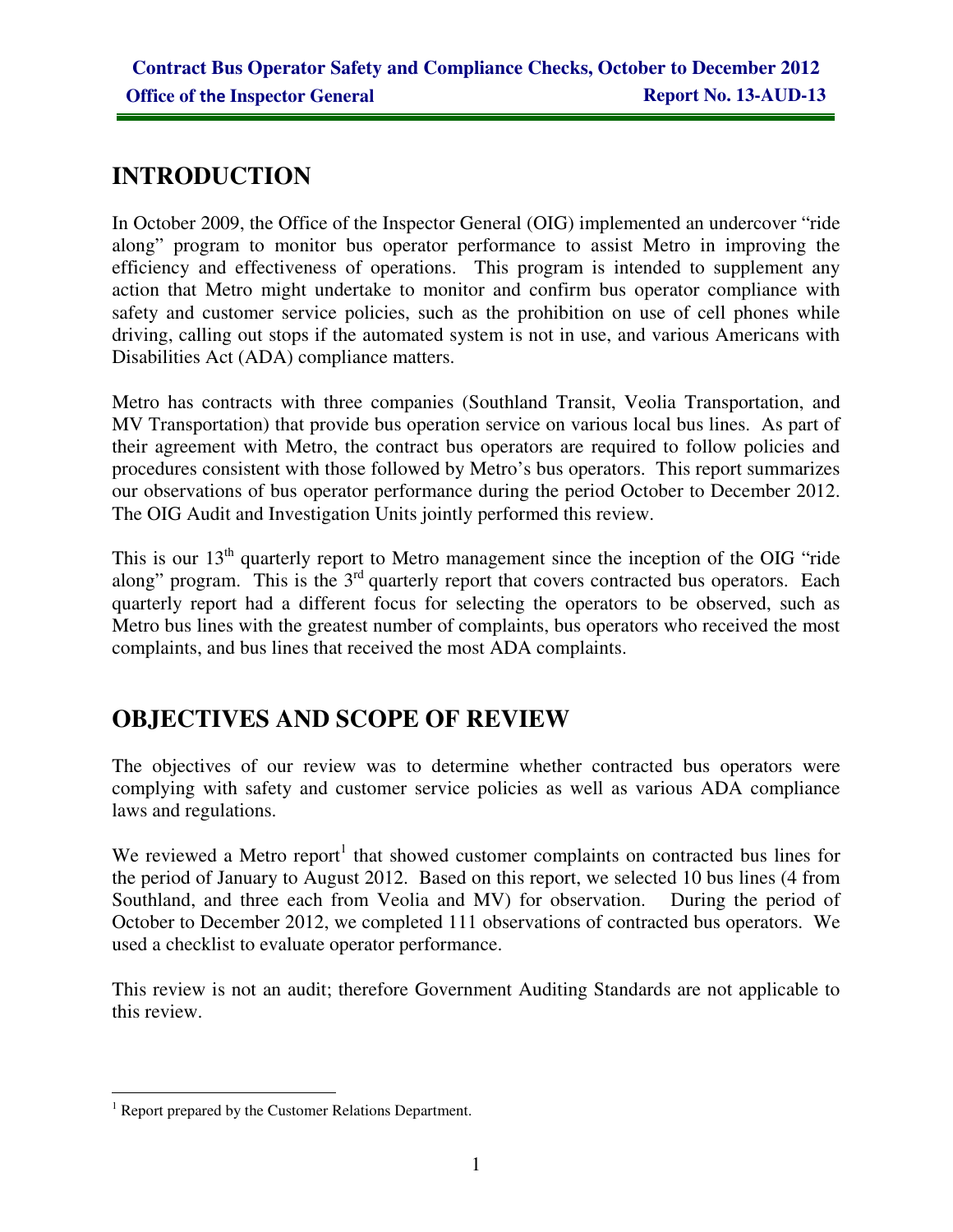# INTRODUCTION

In October 2009, the Office of the Inspector General (OIG) implemented an undercover "ride along" program to monitor bus operator performance to assist Metro in improving the efficiency and effectiveness of operations. This program is intended to supplement any action that Metro might undertake to monitor and confirm bus operator compliance with safety and customer service policies, such as the prohibition on use of cell phones while driving, calling out stops if the automated system is not in use, and various Americans with Disabilities Act (ADA) compliance matters.

Metro has contracts with three companies (Southland Transit, Veolia Transportation, and MV Transportation) that provide bus operation service on various local bus lines. As part of their agreement with Metro, the contract bus operators are required to follow policies and procedures consistent with those followed by Metro's bus operators. This report summarizes our observations of bus operator performance during the period October to December 2012. The OIG Audit and Investigation Units jointly performed this review.

This is our 13th quarterly report to Metro management since the inception of the OIG "ride along" program. This is the 3rd quarterly report that covers contracted bus operators. Each quarterly report had a different focus for selecting the operators to be observed, such as Metro bus lines with the greatest number of complaints, bus operators who received the most complaints, and bus lines that received the most ADA complaints.

# OBJECTIVES AND SCOPE OF REVIEW

The objectives of our review was to determine whether contracted bus operators were complying with safety and customer service policies as well as various ADA compliance laws and regulations.

We reviewed a Metro report[1] that showed customer complaints on contracted bus lines for the period of January to August 2012. Based on this report, we selected 10 bus lines (4 from Southland, and three each from Veolia and MV) for observation. During the period of October to December 2012, we completed 111 observations of contracted bus operators. We used a checklist to evaluate operator performance.

This review is not an audit; therefore Government Auditing Standards are not applicable to this review.

---

[1] Report prepared by the Customer Relations Department.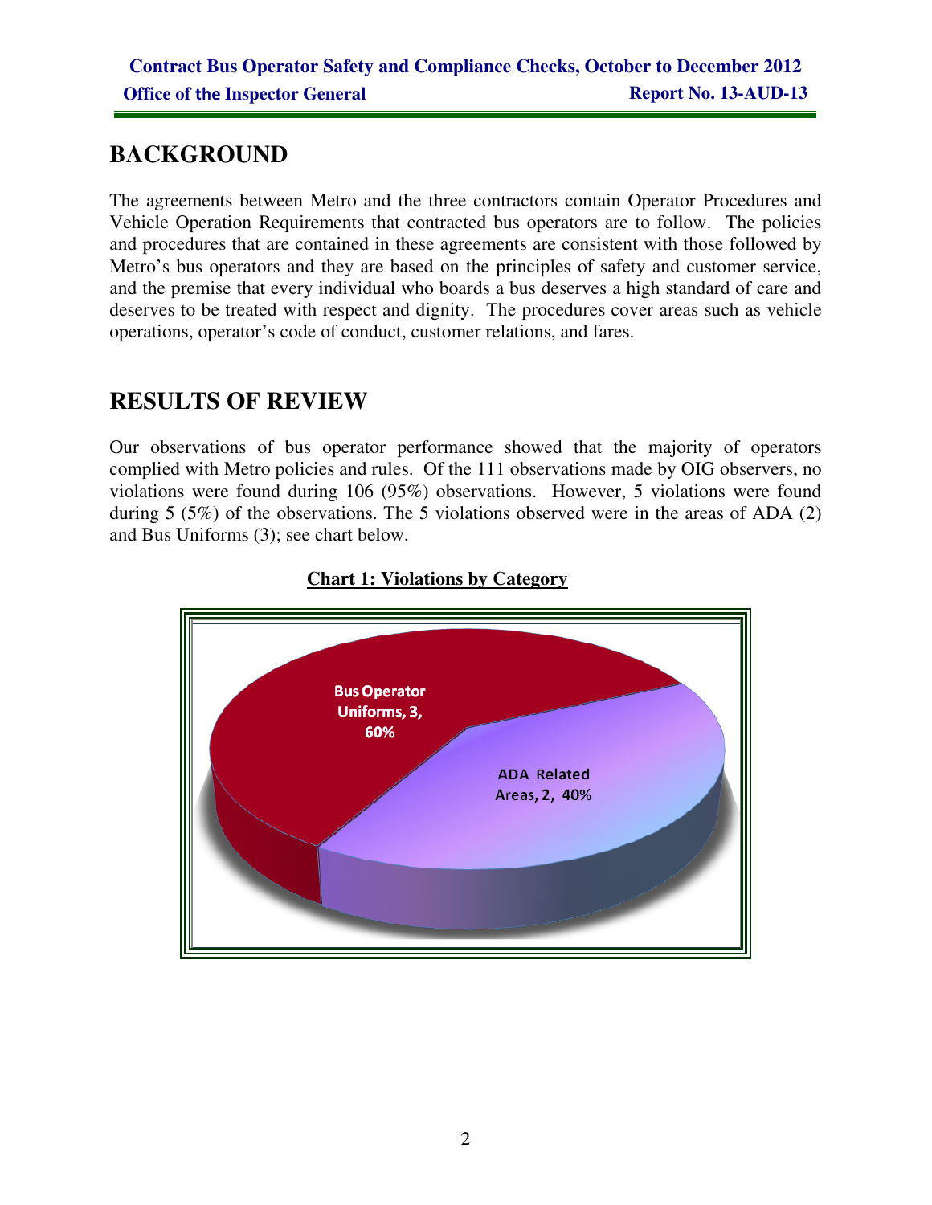## BACKGROUND

The agreements between Metro and the three contractors contain Operator Procedures and Vehicle Operation Requirements that contracted bus operators are to follow. The policies and procedures that are contained in these agreements are consistent with those followed by Metro's bus operators and they are based on the principles of safety and customer service, and the premise that every individual who boards a bus deserves a high standard of care and deserves to be treated with respect and dignity. The procedures cover areas such as vehicle operations, operator's code of conduct, customer relations, and fares.

## RESULTS OF REVIEW

Our observations of bus operator performance showed that the majority of operators complied with Metro policies and rules. Of the 111 observations made by OIG observers, no violations were found during 106 (95%) observations. However, 5 violations were found during 5 (5%) of the observations. The 5 violations observed were in the areas of ADA (2) and Bus Uniforms (3); see chart below.

**Chart 1: Violations by Category**

Bus Operator Uniforms, 3, 60%

ADA Related Areas, 2, 40%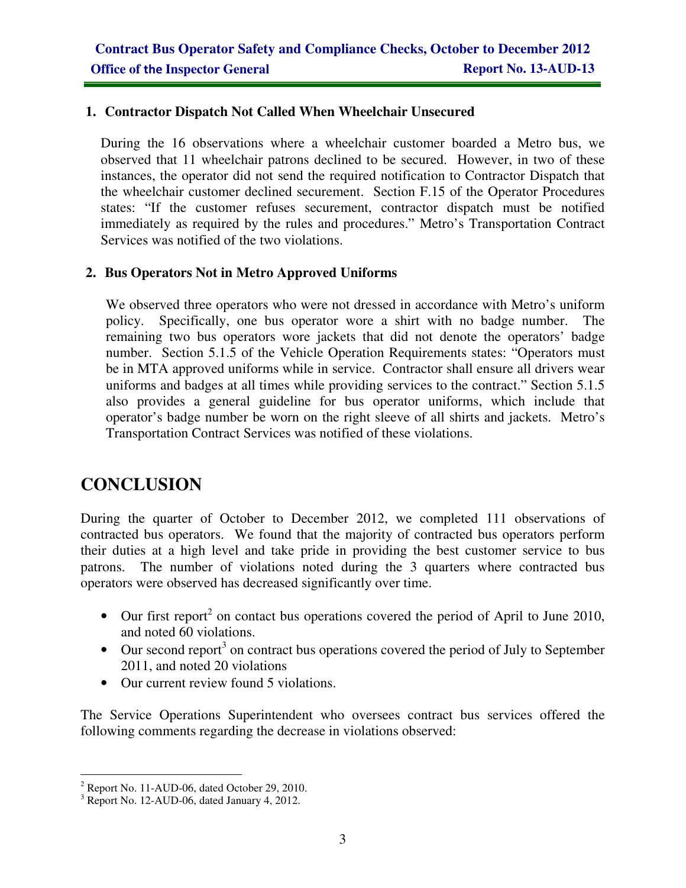## 1. Contractor Dispatch Not Called When Wheelchair Unsecured

During the 16 observations where a wheelchair customer boarded a Metro bus, we observed that 11 wheelchair patrons declined to be secured. However, in two of these instances, the operator did not send the required notification to Contractor Dispatch that the wheelchair customer declined securement. Section F.15 of the Operator Procedures states: "If the customer refuses securement, contractor dispatch must be notified immediately as required by the rules and procedures." Metro's Transportation Contract Services was notified of the two violations.

## 2. Bus Operators Not in Metro Approved Uniforms

We observed three operators who were not dressed in accordance with Metro's uniform policy. Specifically, one bus operator wore a shirt with no badge number. The remaining two bus operators wore jackets that did not denote the operators' badge number. Section 5.1.5 of the Vehicle Operation Requirements states: "Operators must be in MTA approved uniforms while in service. Contractor shall ensure all drivers wear uniforms and badges at all times while providing services to the contract." Section 5.1.5 also provides a general guideline for bus operator uniforms, which include that operator's badge number be worn on the right sleeve of all shirts and jackets. Metro's Transportation Contract Services was notified of these violations.

# CONCLUSION

During the quarter of October to December 2012, we completed 111 observations of contracted bus operators. We found that the majority of contracted bus operators perform their duties at a high level and take pride in providing the best customer service to bus patrons. The number of violations noted during the 3 quarters where contracted bus operators were observed has decreased significantly over time.

- Our first report[2] on contact bus operations covered the period of April to June 2010, and noted 60 violations.
- Our second report[3] on contract bus operations covered the period of July to September 2011, and noted 20 violations
- Our current review found 5 violations.

The Service Operations Superintendent who oversees contract bus services offered the following comments regarding the decrease in violations observed:

---

[2] Report No. 11-AUD-06, dated October 29, 2010.

[3] Report No. 12-AUD-06, dated January 4, 2012.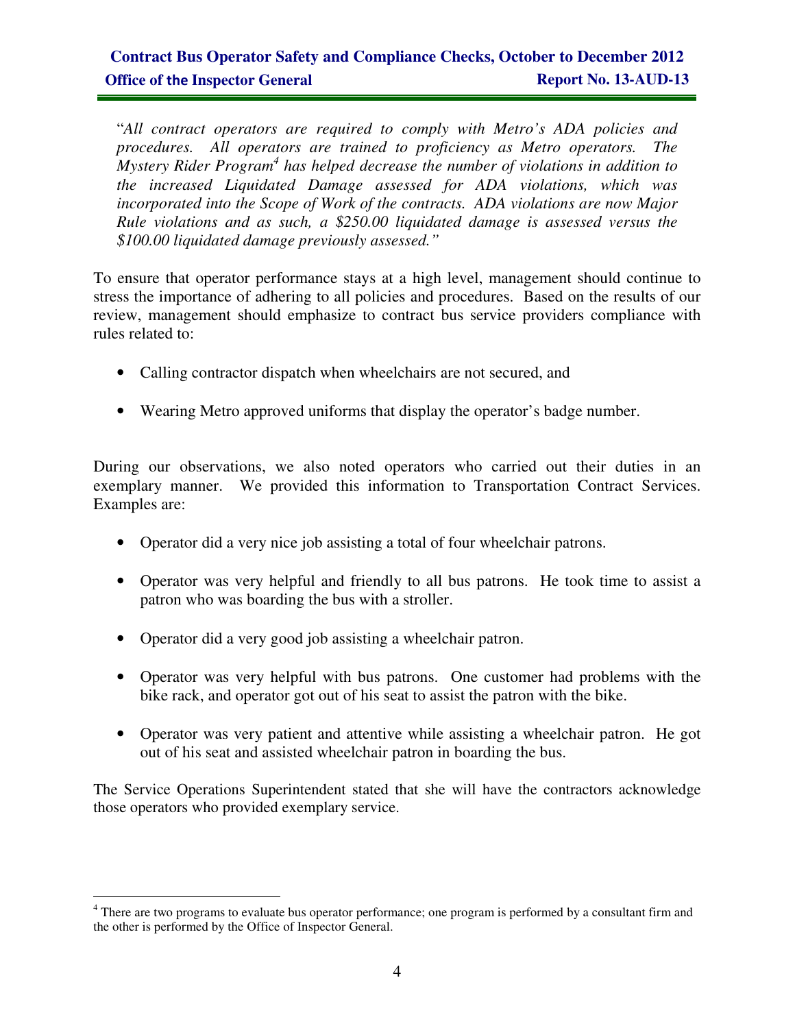"*All contract operators are required to comply with Metro's ADA policies and procedures. All operators are trained to proficiency as Metro operators. The Mystery Rider Program*[4] *has helped decrease the number of violations in addition to the increased Liquidated Damage assessed for ADA violations, which was incorporated into the Scope of Work of the contracts. ADA violations are now Major Rule violations and as such, a $250.00 liquidated damage is assessed versus the $100.00 liquidated damage previously assessed.*"

To ensure that operator performance stays at a high level, management should continue to stress the importance of adhering to all policies and procedures. Based on the results of our review, management should emphasize to contract bus service providers compliance with rules related to:

- Calling contractor dispatch when wheelchairs are not secured, and
- Wearing Metro approved uniforms that display the operator's badge number.

During our observations, we also noted operators who carried out their duties in an exemplary manner. We provided this information to Transportation Contract Services. Examples are:

- Operator did a very nice job assisting a total of four wheelchair patrons.
- Operator was very helpful and friendly to all bus patrons. He took time to assist a patron who was boarding the bus with a stroller.
- Operator did a very good job assisting a wheelchair patron.
- Operator was very helpful with bus patrons. One customer had problems with the bike rack, and operator got out of his seat to assist the patron with the bike.
- Operator was very patient and attentive while assisting a wheelchair patron. He got out of his seat and assisted wheelchair patron in boarding the bus.

The Service Operations Superintendent stated that she will have the contractors acknowledge those operators who provided exemplary service.

---

[4] There are two programs to evaluate bus operator performance; one program is performed by a consultant firm and the other is performed by the Office of Inspector General.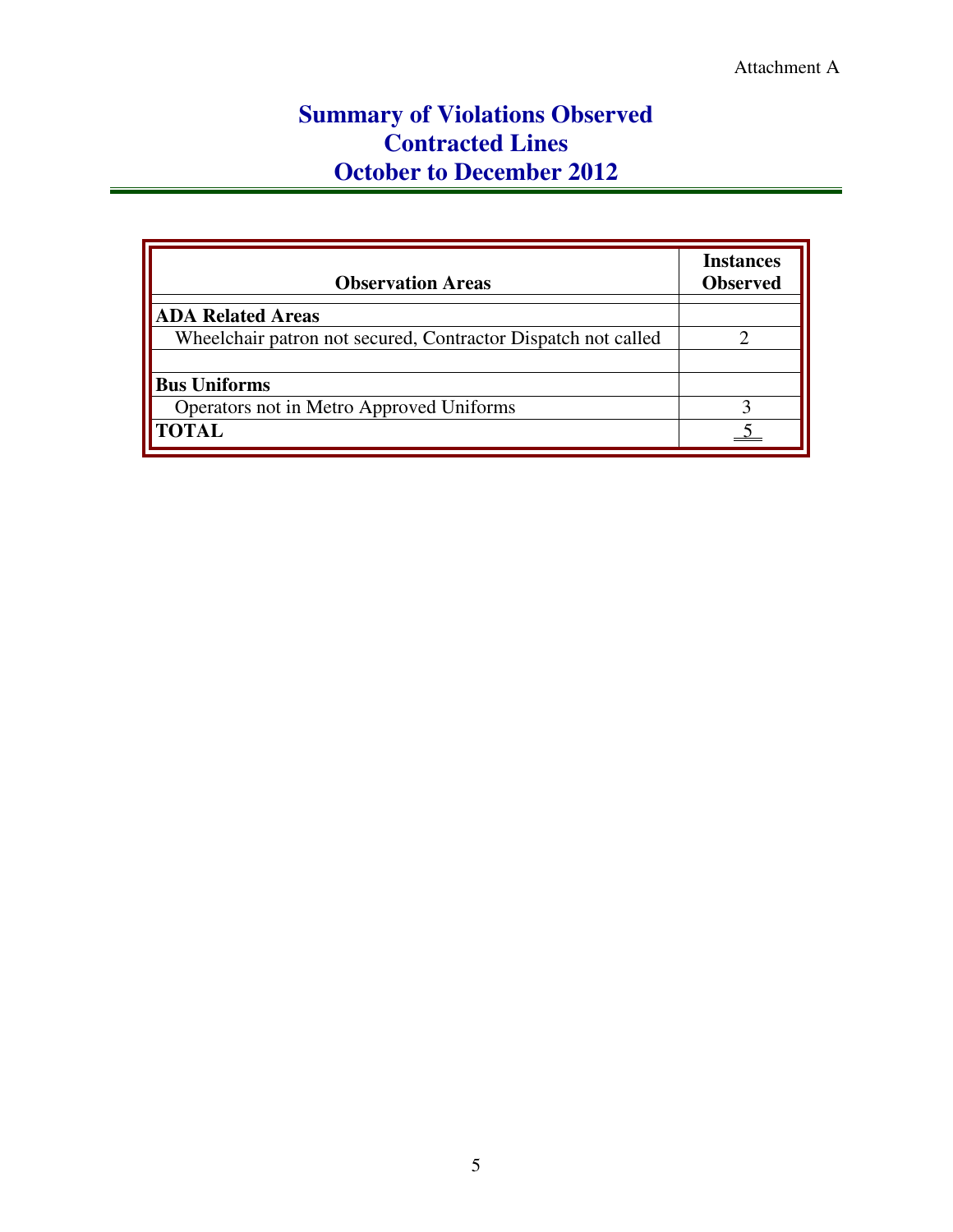Attachment A

# Summary of Violations Observed
# Contracted Lines
# October to December 2012

| Observation Areas | Instances Observed |
|---|---|
| **ADA Related Areas** | |
| Wheelchair patron not secured, Contractor Dispatch not called | 2 |
| | |
| **Bus Uniforms** | |
| Operators not in Metro Approved Uniforms | 3 |
| **TOTAL** | 5 |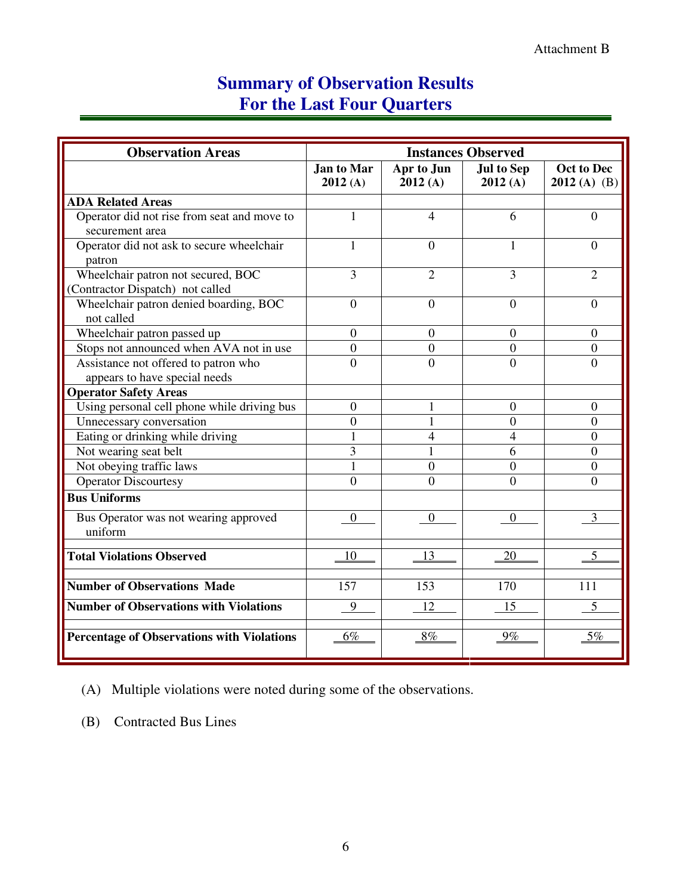Attachment B

# Summary of Observation Results
# For the Last Four Quarters

| Observation Areas | Instances Observed | | | |
|---|---|---|---|---|
| | Jan to Mar 2012 (A) | Apr to Jun 2012 (A) | Jul to Sep 2012 (A) | Oct to Dec 2012 (A) (B) |
| **ADA Related Areas** | | | | |
| Operator did not rise from seat and move to securement area | 1 | 4 | 6 | 0 |
| Operator did not ask to secure wheelchair patron | 1 | 0 | 1 | 0 |
| Wheelchair patron not secured, BOC (Contractor Dispatch) not called | 3 | 2 | 3 | 2 |
| Wheelchair patron denied boarding, BOC not called | 0 | 0 | 0 | 0 |
| Wheelchair patron passed up | 0 | 0 | 0 | 0 |
| Stops not announced when AVA not in use | 0 | 0 | 0 | 0 |
| Assistance not offered to patron who appears to have special needs | 0 | 0 | 0 | 0 |
| **Operator Safety Areas** | | | | |
| Using personal cell phone while driving bus | 0 | 1 | 0 | 0 |
| Unnecessary conversation | 0 | 1 | 0 | 0 |
| Eating or drinking while driving | 1 | 4 | 4 | 0 |
| Not wearing seat belt | 3 | 1 | 6 | 0 |
| Not obeying traffic laws | 1 | 0 | 0 | 0 |
| Operator Discourtesy | 0 | 0 | 0 | 0 |
| **Bus Uniforms** | | | | |
| Bus Operator was not wearing approved uniform | 0 | 0 | 0 | 3 |
| **Total Violations Observed** | 10 | 13 | 20 | 5 |
| **Number of Observations Made** | 157 | 153 | 170 | 111 |
| **Number of Observations with Violations** | 9 | 12 | 15 | 5 |
| **Percentage of Observations with Violations** | 6% | 8% | 9% | 5% |

(A) Multiple violations were noted during some of the observations.

(B) Contracted Bus Lines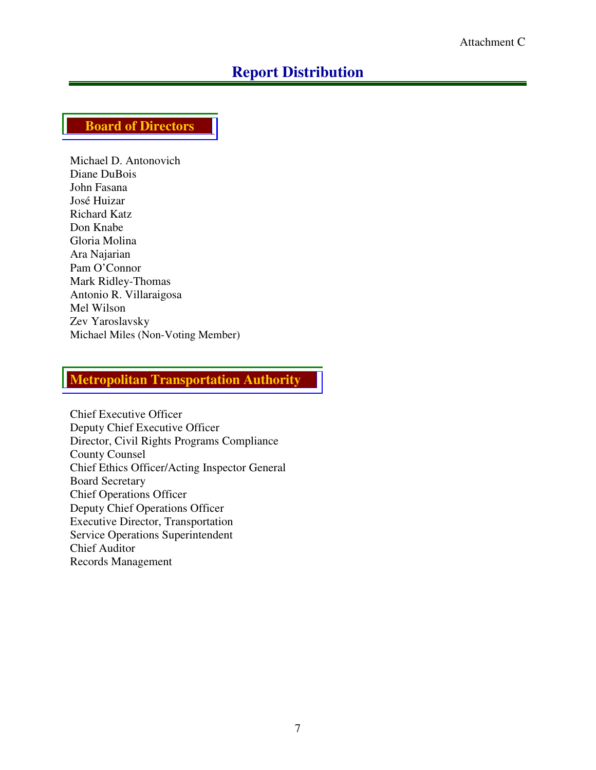Attachment C

# Report Distribution

## Board of Directors

Michael D. Antonovich
Diane DuBois
John Fasana
José Huizar
Richard Katz
Don Knabe
Gloria Molina
Ara Najarian
Pam O'Connor
Mark Ridley-Thomas
Antonio R. Villaraigosa
Mel Wilson
Zev Yaroslavsky
Michael Miles (Non-Voting Member)

## Metropolitan Transportation Authority

Chief Executive Officer
Deputy Chief Executive Officer
Director, Civil Rights Programs Compliance
County Counsel
Chief Ethics Officer/Acting Inspector General
Board Secretary
Chief Operations Officer
Deputy Chief Operations Officer
Executive Director, Transportation
Service Operations Superintendent
Chief Auditor
Records Management